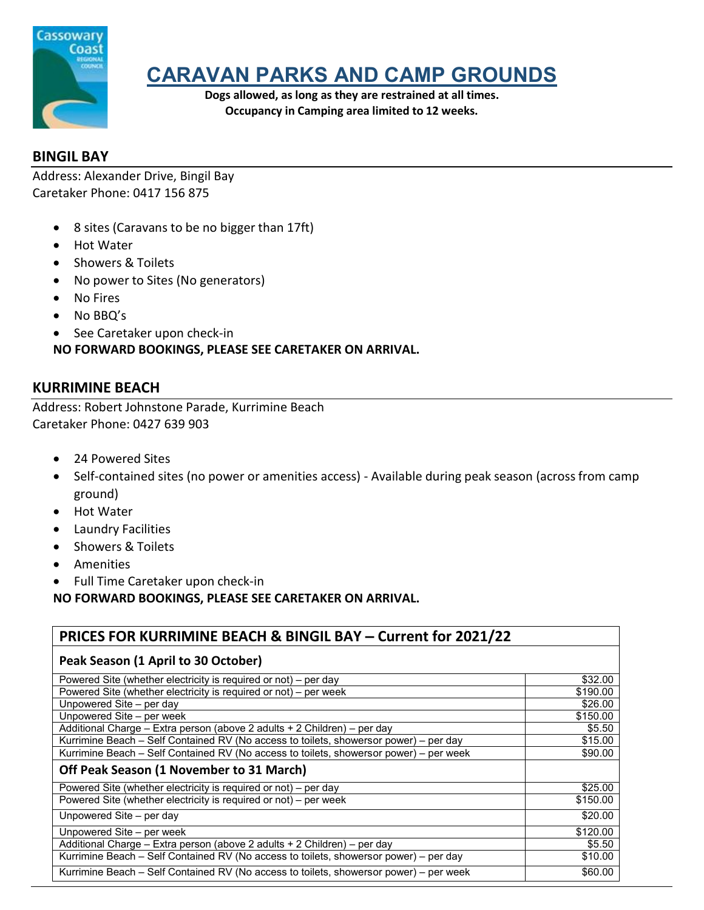# CARAVAN PARKS AND CAMP GROUNDS

**Dogs allowed, as long as they are restrained at all times.**
**Occupancy in Camping area limited to 12 weeks.**

## BINGIL BAY

Address: Alexander Drive, Bingil Bay
Caretaker Phone: 0417 156 875

- 8 sites (Caravans to be no bigger than 17ft)
- Hot Water
- Showers & Toilets
- No power to Sites (No generators)
- No Fires
- No BBQ's
- See Caretaker upon check-in

**NO FORWARD BOOKINGS, PLEASE SEE CARETAKER ON ARRIVAL.**

## KURRIMINE BEACH

Address: Robert Johnstone Parade, Kurrimine Beach
Caretaker Phone: 0427 639 903

- 24 Powered Sites
- Self-contained sites (no power or amenities access) - Available during peak season (across from camp ground)
- Hot Water
- Laundry Facilities
- Showers & Toilets
- Amenities
- Full Time Caretaker upon check-in

**NO FORWARD BOOKINGS, PLEASE SEE CARETAKER ON ARRIVAL.**

| PRICES FOR KURRIMINE BEACH & BINGIL BAY – Current for 2021/22 | |
|---|---|
| **Peak Season (1 April to 30 October)** | |
| Powered Site (whether electricity is required or not) – per day | $32.00 |
| Powered Site (whether electricity is required or not) – per week | $190.00 |
| Unpowered Site – per day | $26.00 |
| Unpowered Site – per week | $150.00 |
| Additional Charge – Extra person (above 2 adults + 2 Children) – per day | $5.50 |
| Kurrimine Beach – Self Contained RV (No access to toilets, showersor power) – per day | $15.00 |
| Kurrimine Beach – Self Contained RV (No access to toilets, showersor power) – per week | $90.00 |
| **Off Peak Season (1 November to 31 March)** | |
| Powered Site (whether electricity is required or not) – per day | $25.00 |
| Powered Site (whether electricity is required or not) – per week | $150.00 |
| Unpowered Site – per day | $20.00 |
| Unpowered Site – per week | $120.00 |
| Additional Charge – Extra person (above 2 adults + 2 Children) – per day | $5.50 |
| Kurrimine Beach – Self Contained RV (No access to toilets, showersor power) – per day | $10.00 |
| Kurrimine Beach – Self Contained RV (No access to toilets, showersor power) – per week | $60.00 |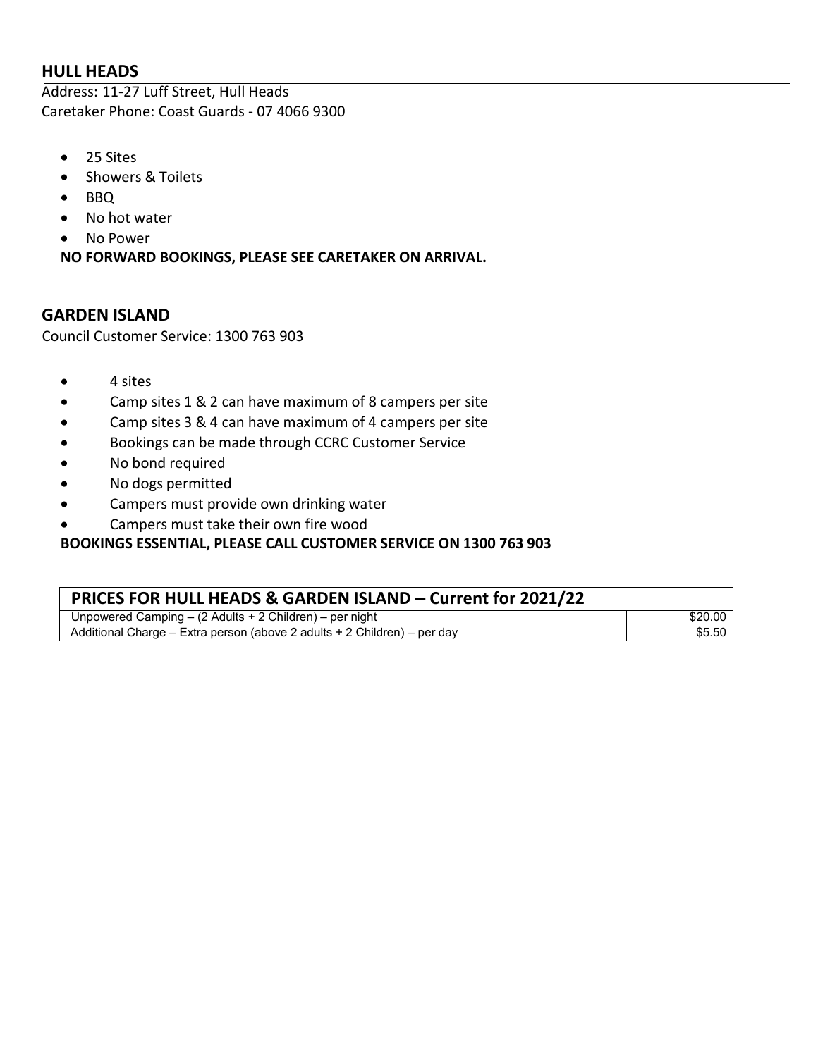## HULL HEADS

Address: 11-27 Luff Street, Hull Heads
Caretaker Phone: Coast Guards - 07 4066 9300

- 25 Sites
- Showers & Toilets
- BBQ
- No hot water
- No Power

**NO FORWARD BOOKINGS, PLEASE SEE CARETAKER ON ARRIVAL.**

## GARDEN ISLAND

Council Customer Service: 1300 763 903

- 4 sites
- Camp sites 1 & 2 can have maximum of 8 campers per site
- Camp sites 3 & 4 can have maximum of 4 campers per site
- Bookings can be made through CCRC Customer Service
- No bond required
- No dogs permitted
- Campers must provide own drinking water
- Campers must take their own fire wood

**BOOKINGS ESSENTIAL, PLEASE CALL CUSTOMER SERVICE ON 1300 763 903**

| PRICES FOR HULL HEADS & GARDEN ISLAND – Current for 2021/22 | |
|---|---|
| Unpowered Camping – (2 Adults + 2 Children) – per night | $20.00 |
| Additional Charge – Extra person (above 2 adults + 2 Children) – per day | $5.50 |